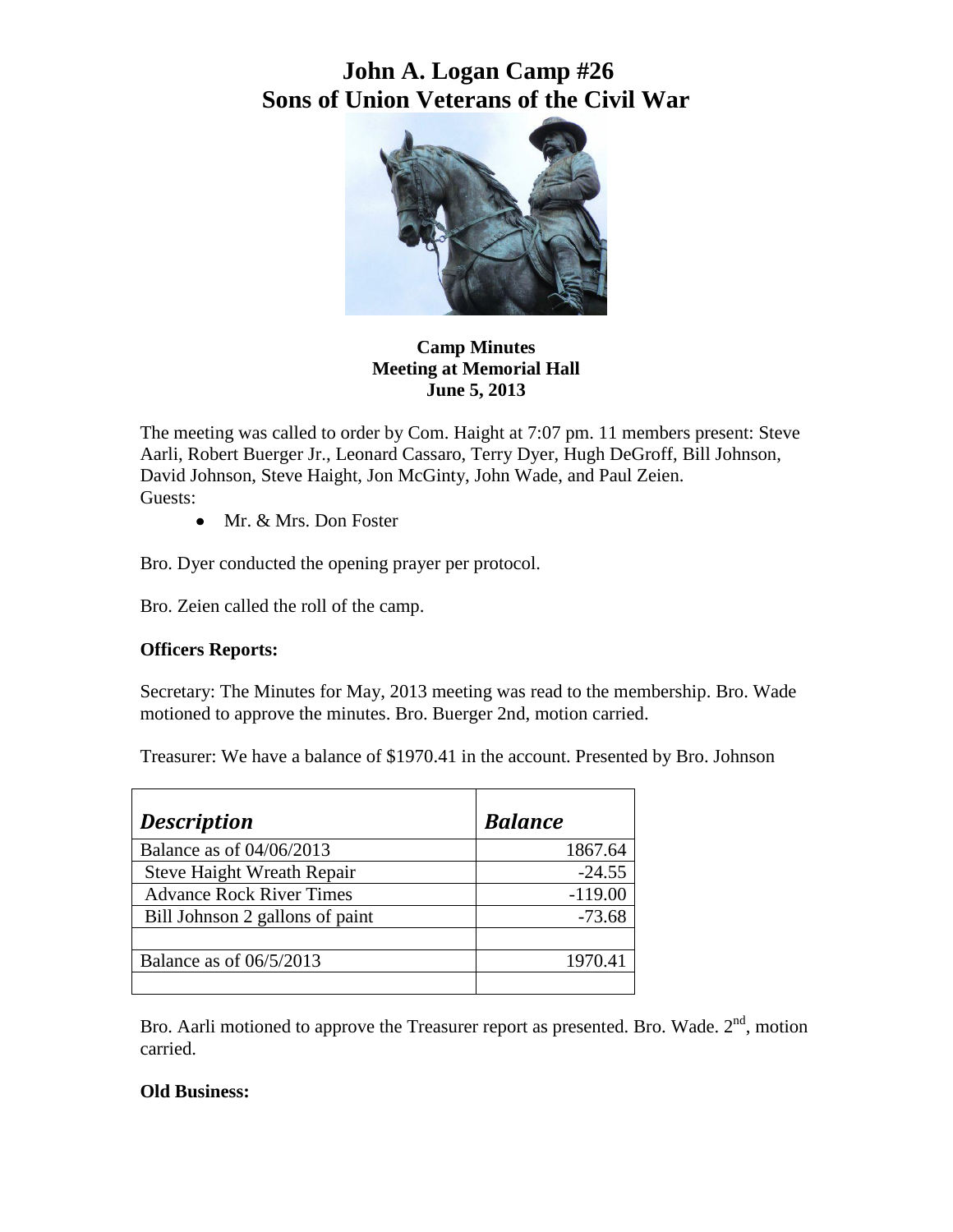# John A. Logan Camp #26
# Sons of Union Veterans of the Civil War

**Camp Minutes**
**Meeting at Memorial Hall**
**June 5, 2013**

The meeting was called to order by Com. Haight at 7:07 pm. 11 members present: Steve Aarli, Robert Buerger Jr., Leonard Cassaro, Terry Dyer, Hugh DeGroff, Bill Johnson, David Johnson, Steve Haight, Jon McGinty, John Wade, and Paul Zeien.
Guests:

- Mr. & Mrs. Don Foster

Bro. Dyer conducted the opening prayer per protocol.

Bro. Zeien called the roll of the camp.

**Officers Reports:**

Secretary: The Minutes for May, 2013 meeting was read to the membership. Bro. Wade motioned to approve the minutes. Bro. Buerger 2nd, motion carried.

Treasurer: We have a balance of $1970.41 in the account. Presented by Bro. Johnson

| ***Description*** | ***Balance*** |
|---|---|
| Balance as of 04/06/2013 | 1867.64 |
| Steve Haight Wreath Repair | -24.55 |
| Advance Rock River Times | -119.00 |
| Bill Johnson 2 gallons of paint | -73.68 |
| | |
| Balance as of 06/5/2013 | 1970.41 |
| | |

Bro. Aarli motioned to approve the Treasurer report as presented. Bro. Wade. 2nd, motion carried.

**Old Business:**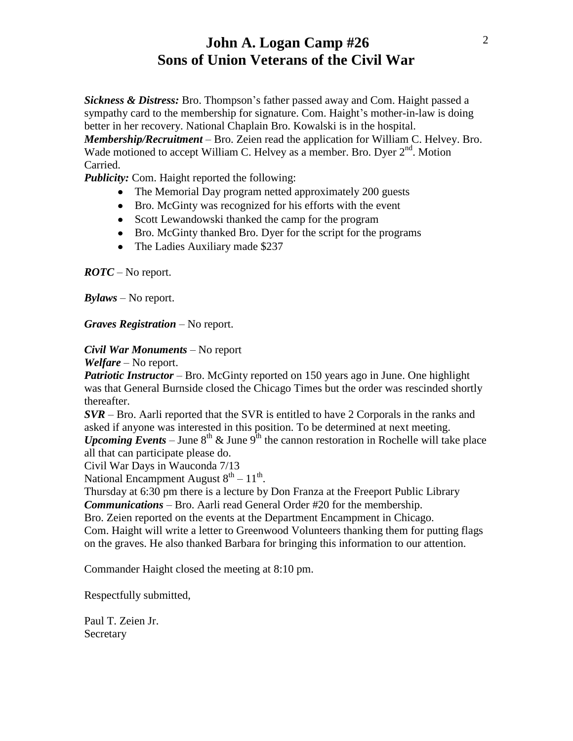# John A. Logan Camp #26
# Sons of Union Veterans of the Civil War

***Sickness & Distress:*** Bro. Thompson's father passed away and Com. Haight passed a sympathy card to the membership for signature. Com. Haight's mother-in-law is doing better in her recovery. National Chaplain Bro. Kowalski is in the hospital.
***Membership/Recruitment*** – Bro. Zeien read the application for William C. Helvey. Bro. Wade motioned to accept William C. Helvey as a member. Bro. Dyer 2nd. Motion Carried.
***Publicity:*** Com. Haight reported the following:

- The Memorial Day program netted approximately 200 guests
- Bro. McGinty was recognized for his efforts with the event
- Scott Lewandowski thanked the camp for the program
- Bro. McGinty thanked Bro. Dyer for the script for the programs
- The Ladies Auxiliary made $237

***ROTC*** – No report.

***Bylaws*** – No report.

***Graves Registration*** – No report.

***Civil War Monuments*** – No report
***Welfare*** – No report.
***Patriotic Instructor*** – Bro. McGinty reported on 150 years ago in June. One highlight was that General Burnside closed the Chicago Times but the order was rescinded shortly thereafter.
***SVR*** – Bro. Aarli reported that the SVR is entitled to have 2 Corporals in the ranks and asked if anyone was interested in this position. To be determined at next meeting.
***Upcoming Events*** – June 8th & June 9th the cannon restoration in Rochelle will take place all that can participate please do.
Civil War Days in Wauconda 7/13
National Encampment August 8th – 11th.
Thursday at 6:30 pm there is a lecture by Don Franza at the Freeport Public Library
***Communications*** – Bro. Aarli read General Order #20 for the membership.
Bro. Zeien reported on the events at the Department Encampment in Chicago.
Com. Haight will write a letter to Greenwood Volunteers thanking them for putting flags on the graves. He also thanked Barbara for bringing this information to our attention.

Commander Haight closed the meeting at 8:10 pm.

Respectfully submitted,

Paul T. Zeien Jr.
Secretary